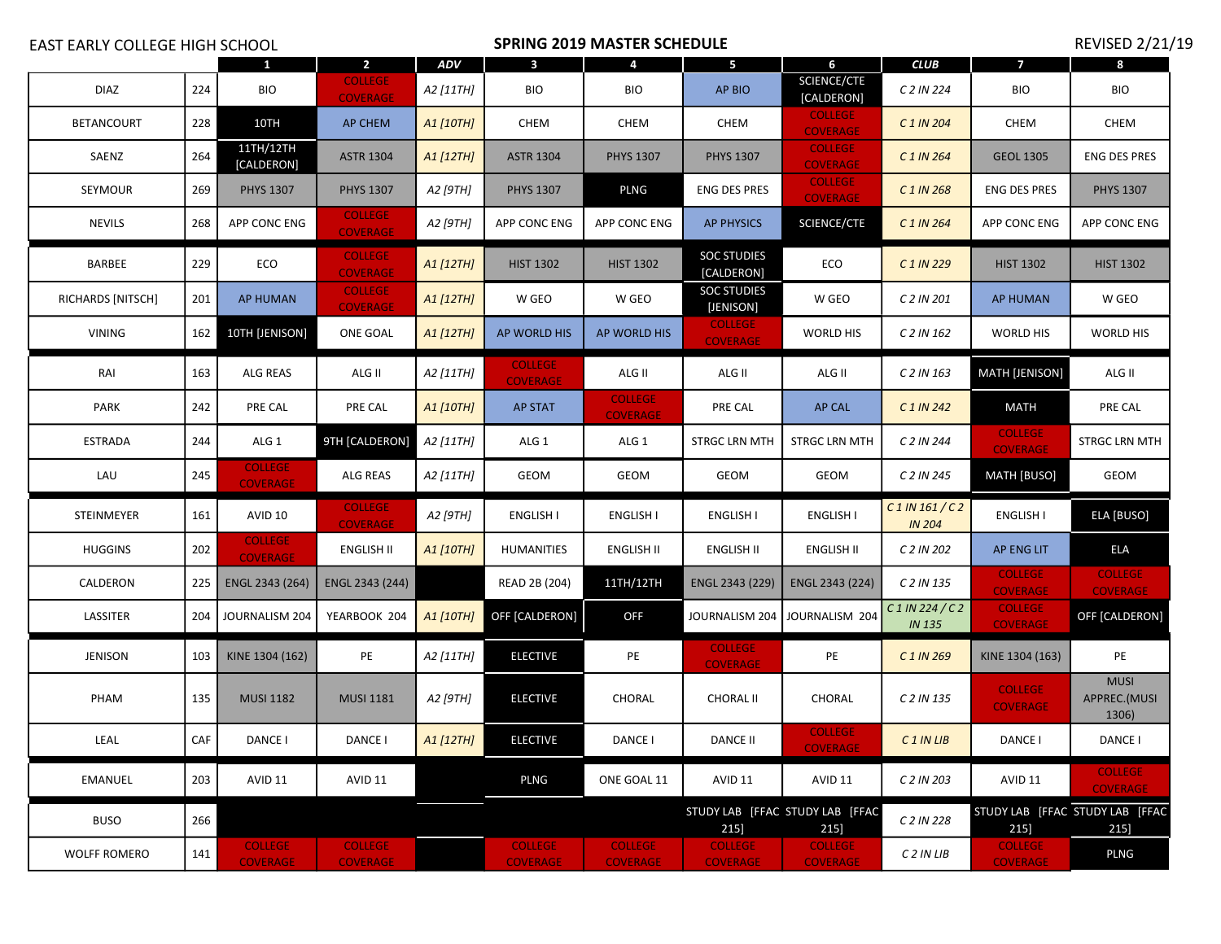EAST EARLY COLLEGE HIGH SCHOOL

## SPRING 2019 MASTER SCHEDULE

REVISED 2/21/19

| | | 1 | 2 | ADV | 3 | 4 | 5 | 6 | CLUB | 7 | 8 |
|---|---|---|---|---|---|---|---|---|---|---|---|
| DIAZ | 224 | BIO | COLLEGE COVERAGE | *A2 [11TH]* | BIO | BIO | AP BIO | SCIENCE/CTE [CALDERON] | *C 2 IN 224* | BIO | BIO |
| BETANCOURT | 228 | 10TH | AP CHEM | *A1 [10TH]* | CHEM | CHEM | CHEM | COLLEGE COVERAGE | *C 1 IN 204* | CHEM | CHEM |
| SAENZ | 264 | 11TH/12TH [CALDERON] | ASTR 1304 | *A1 [12TH]* | ASTR 1304 | PHYS 1307 | PHYS 1307 | COLLEGE COVERAGE | *C 1 IN 264* | GEOL 1305 | ENG DES PRES |
| SEYMOUR | 269 | PHYS 1307 | PHYS 1307 | *A2 [9TH]* | PHYS 1307 | PLNG | ENG DES PRES | COLLEGE COVERAGE | *C 1 IN 268* | ENG DES PRES | PHYS 1307 |
| NEVILS | 268 | APP CONC ENG | COLLEGE COVERAGE | *A2 [9TH]* | APP CONC ENG | APP CONC ENG | AP PHYSICS | SCIENCE/CTE | *C 1 IN 264* | APP CONC ENG | APP CONC ENG |
| BARBEE | 229 | ECO | COLLEGE COVERAGE | *A1 [12TH]* | HIST 1302 | HIST 1302 | SOC STUDIES [CALDERON] | ECO | *C 1 IN 229* | HIST 1302 | HIST 1302 |
| RICHARDS [NITSCH] | 201 | AP HUMAN | COLLEGE COVERAGE | *A1 [12TH]* | W GEO | W GEO | SOC STUDIES [JENISON] | W GEO | *C 2 IN 201* | AP HUMAN | W GEO |
| VINING | 162 | 10TH [JENISON] | ONE GOAL | *A1 [12TH]* | AP WORLD HIS | AP WORLD HIS | COLLEGE COVERAGE | WORLD HIS | *C 2 IN 162* | WORLD HIS | WORLD HIS |
| RAI | 163 | ALG REAS | ALG II | *A2 [11TH]* | COLLEGE COVERAGE | ALG II | ALG II | ALG II | *C 2 IN 163* | MATH [JENISON] | ALG II |
| PARK | 242 | PRE CAL | PRE CAL | *A1 [10TH]* | AP STAT | COLLEGE COVERAGE | PRE CAL | AP CAL | *C 1 IN 242* | MATH | PRE CAL |
| ESTRADA | 244 | ALG 1 | 9TH [CALDERON] | *A2 [11TH]* | ALG 1 | ALG 1 | STRGC LRN MTH | STRGC LRN MTH | *C 2 IN 244* | COLLEGE COVERAGE | STRGC LRN MTH |
| LAU | 245 | COLLEGE COVERAGE | ALG REAS | *A2 [11TH]* | GEOM | GEOM | GEOM | GEOM | *C 2 IN 245* | MATH [BUSO] | GEOM |
| STEINMEYER | 161 | AVID 10 | COLLEGE COVERAGE | *A2 [9TH]* | ENGLISH I | ENGLISH I | ENGLISH I | ENGLISH I | *C 1 IN 161 / C 2 IN 204* | ENGLISH I | ELA [BUSO] |
| HUGGINS | 202 | COLLEGE COVERAGE | ENGLISH II | *A1 [10TH]* | HUMANITIES | ENGLISH II | ENGLISH II | ENGLISH II | *C 2 IN 202* | AP ENG LIT | ELA |
| CALDERON | 225 | ENGL 2343 (264) | ENGL 2343 (244) | | READ 2B (204) | 11TH/12TH | ENGL 2343 (229) | ENGL 2343 (224) | *C 2 IN 135* | COLLEGE COVERAGE | COLLEGE COVERAGE |
| LASSITER | 204 | JOURNALISM 204 | YEARBOOK 204 | *A1 [10TH]* | OFF [CALDERON] | OFF | JOURNALISM 204 | JOURNALISM 204 | *C 1 IN 224 / C 2 IN 135* | COLLEGE COVERAGE | OFF [CALDERON] |
| JENISON | 103 | KINE 1304 (162) | PE | *A2 [11TH]* | ELECTIVE | PE | COLLEGE COVERAGE | PE | *C 1 IN 269* | KINE 1304 (163) | PE |
| PHAM | 135 | MUSI 1182 | MUSI 1181 | *A2 [9TH]* | ELECTIVE | CHORAL | CHORAL II | CHORAL | *C 2 IN 135* | COLLEGE COVERAGE | MUSI APPREC.(MUSI 1306) |
| LEAL | CAF | DANCE I | DANCE I | *A1 [12TH]* | ELECTIVE | DANCE I | DANCE II | COLLEGE COVERAGE | *C 1 IN LIB* | DANCE I | DANCE I |
| EMANUEL | 203 | AVID 11 | AVID 11 | | PLNG | ONE GOAL 11 | AVID 11 | AVID 11 | *C 2 IN 203* | AVID 11 | COLLEGE COVERAGE |
| BUSO | 266 | | | | | | STUDY LAB [FFAC 215] | STUDY LAB [FFAC 215] | *C 2 IN 228* | STUDY LAB [FFAC 215] | STUDY LAB [FFAC 215] |
| WOLFF ROMERO | 141 | COLLEGE COVERAGE | COLLEGE COVERAGE | | COLLEGE COVERAGE | COLLEGE COVERAGE | COLLEGE COVERAGE | COLLEGE COVERAGE | *C 2 IN LIB* | COLLEGE COVERAGE | PLNG |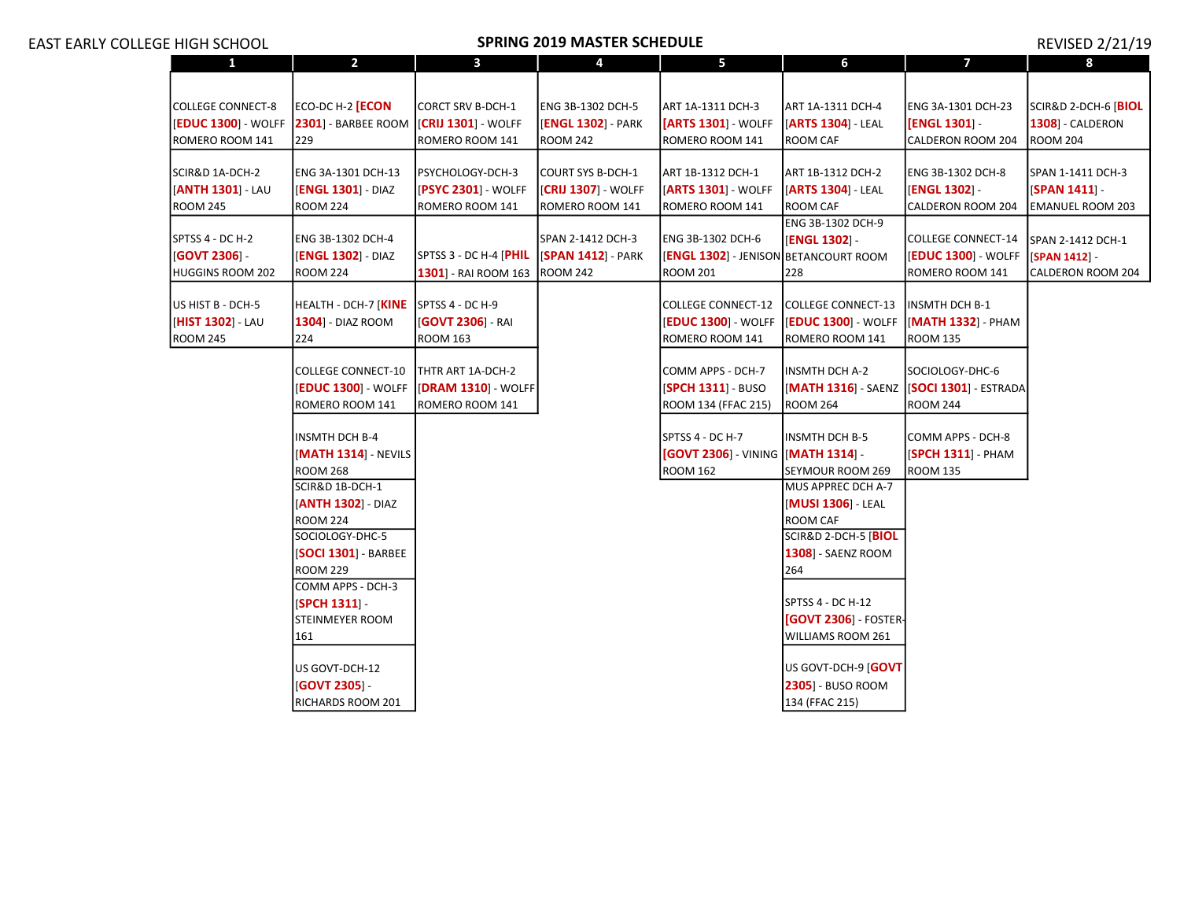EAST EARLY COLLEGE HIGH SCHOOL

## SPRING 2019 MASTER SCHEDULE

REVISED 2/21/19

| 1 | 2 | 3 | 4 | 5 | 6 | 7 | 8 |
|---|---|---|---|---|---|---|---|
| COLLEGE CONNECT-8 [**EDUC 1300**] - WOLFF ROMERO ROOM 141 | ECO-DC H-2 [**ECON 2301**] - BARBEE ROOM 229 | CORCT SRV B-DCH-1 [**CRIJ 1301**] - WOLFF ROMERO ROOM 141 | ENG 3B-1302 DCH-5 [**ENGL 1302**] - PARK ROOM 242 | ART 1A-1311 DCH-3 [**ARTS 1301**] - WOLFF ROMERO ROOM 141 | ART 1A-1311 DCH-4 [**ARTS 1304**] - LEAL ROOM CAF | ENG 3A-1301 DCH-23 [**ENGL 1301**] - CALDERON ROOM 204 | SCIR&D 2-DCH-6 [**BIOL 1308**] - CALDERON ROOM 204 |
| SCIR&D 1A-DCH-2 [**ANTH 1301**] - LAU ROOM 245 | ENG 3A-1301 DCH-13 [**ENGL 1301**] - DIAZ ROOM 224 | PSYCHOLOGY-DCH-3 [**PSYC 2301**] - WOLFF ROMERO ROOM 141 | COURT SYS B-DCH-1 [**CRIJ 1307**] - WOLFF ROMERO ROOM 141 | ART 1B-1312 DCH-1 [**ARTS 1301**] - WOLFF ROMERO ROOM 141 | ART 1B-1312 DCH-2 [**ARTS 1304**] - LEAL ROOM CAF | ENG 3B-1302 DCH-8 [**ENGL 1302**] - CALDERON ROOM 204 | SPAN 1-1411 DCH-3 [**SPAN 1411**] - EMANUEL ROOM 203 |
| SPTSS 4 - DC H-2 [**GOVT 2306**] - HUGGINS ROOM 202 | ENG 3B-1302 DCH-4 [**ENGL 1302**] - DIAZ ROOM 224 | SPTSS 3 - DC H-4 [**PHIL 1301**] - RAI ROOM 163 | SPAN 2-1412 DCH-3 [**SPAN 1412**] - PARK ROOM 242 | ENG 3B-1302 DCH-6 [**ENGL 1302**] - JENISON ROOM 201 | ENG 3B-1302 DCH-9 [**ENGL 1302**] - BETANCOURT ROOM 228 | COLLEGE CONNECT-14 [**EDUC 1300**] - WOLFF ROMERO ROOM 141 | SPAN 2-1412 DCH-1 [**SPAN 1412**] - CALDERON ROOM 204 |
| US HIST B - DCH-5 [**HIST 1302**] - LAU ROOM 245 | HEALTH - DCH-7 [**KINE 1304**] - DIAZ ROOM 224 | SPTSS 4 - DC H-9 [**GOVT 2306**] - RAI ROOM 163 | | COLLEGE CONNECT-12 [**EDUC 1300**] - WOLFF ROMERO ROOM 141 | COLLEGE CONNECT-13 [**EDUC 1300**] - WOLFF ROMERO ROOM 141 | INSMTH DCH B-1 [**MATH 1332**] - PHAM ROOM 135 | |
| | COLLEGE CONNECT-10 [**EDUC 1300**] - WOLFF ROMERO ROOM 141 | THTR ART 1A-DCH-2 [**DRAM 1310**] - WOLFF ROMERO ROOM 141 | | COMM APPS - DCH-7 [**SPCH 1311**] - BUSO ROOM 134 (FFAC 215) | INSMTH DCH A-2 [**MATH 1316**] - SAENZ ROOM 264 | SOCIOLOGY-DHC-6 [**SOCI 1301**] - ESTRADA ROOM 244 | |
| | INSMTH DCH B-4 [**MATH 1314**] - NEVILS ROOM 268 | | | SPTSS 4 - DC H-7 [**GOVT 2306**] - VINING ROOM 162 | INSMTH DCH B-5 [**MATH 1314**] - SEYMOUR ROOM 269 | COMM APPS - DCH-8 [**SPCH 1311**] - PHAM ROOM 135 | |
| | SCIR&D 1B-DCH-1 [**ANTH 1302**] - DIAZ ROOM 224 | | | | MUS APPREC DCH A-7 [**MUSI 1306**] - LEAL ROOM CAF | | |
| | SOCIOLOGY-DHC-5 [**SOCI 1301**] - BARBEE ROOM 229 | | | | SCIR&D 2-DCH-5 [**BIOL 1308**] - SAENZ ROOM 264 | | |
| | COMM APPS - DCH-3 [**SPCH 1311**] - STEINMEYER ROOM 161 | | | | SPTSS 4 - DC H-12 [**GOVT 2306**] - FOSTER-WILLIAMS ROOM 261 | | |
| | US GOVT-DCH-12 [**GOVT 2305**] - RICHARDS ROOM 201 | | | | US GOVT-DCH-9 [**GOVT 2305**] - BUSO ROOM 134 (FFAC 215) | | |